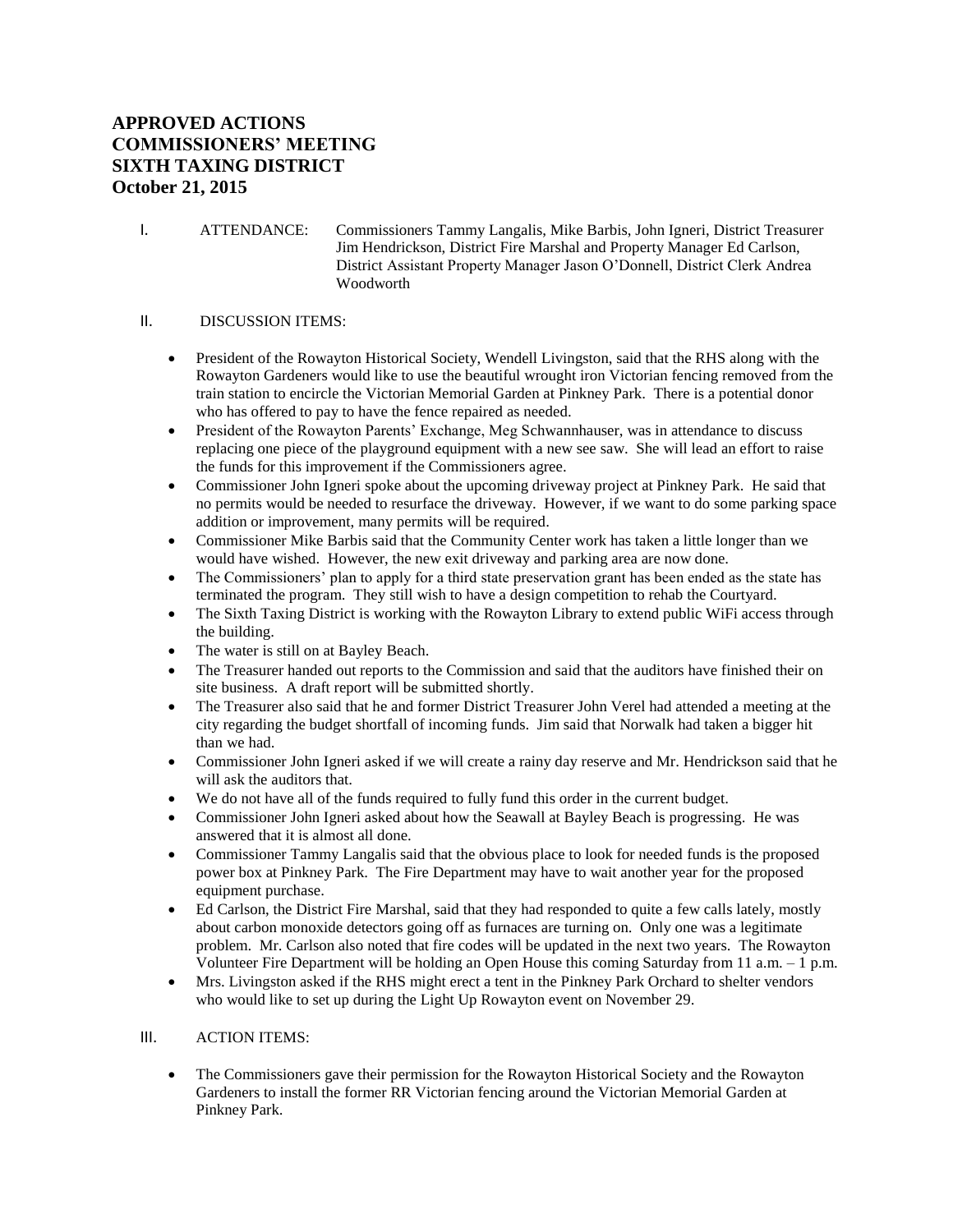**APPROVED ACTIONS**
**COMMISSIONERS' MEETING**
**SIXTH TAXING DISTRICT**
**October 21, 2015**

I. ATTENDANCE: Commissioners Tammy Langalis, Mike Barbis, John Igneri, District Treasurer Jim Hendrickson, District Fire Marshal and Property Manager Ed Carlson, District Assistant Property Manager Jason O'Donnell, District Clerk Andrea Woodworth

II. DISCUSSION ITEMS:

- President of the Rowayton Historical Society, Wendell Livingston, said that the RHS along with the Rowayton Gardeners would like to use the beautiful wrought iron Victorian fencing removed from the train station to encircle the Victorian Memorial Garden at Pinkney Park. There is a potential donor who has offered to pay to have the fence repaired as needed.
- President of the Rowayton Parents' Exchange, Meg Schwannhauser, was in attendance to discuss replacing one piece of the playground equipment with a new see saw. She will lead an effort to raise the funds for this improvement if the Commissioners agree.
- Commissioner John Igneri spoke about the upcoming driveway project at Pinkney Park. He said that no permits would be needed to resurface the driveway. However, if we want to do some parking space addition or improvement, many permits will be required.
- Commissioner Mike Barbis said that the Community Center work has taken a little longer than we would have wished. However, the new exit driveway and parking area are now done.
- The Commissioners' plan to apply for a third state preservation grant has been ended as the state has terminated the program. They still wish to have a design competition to rehab the Courtyard.
- The Sixth Taxing District is working with the Rowayton Library to extend public WiFi access through the building.
- The water is still on at Bayley Beach.
- The Treasurer handed out reports to the Commission and said that the auditors have finished their on site business. A draft report will be submitted shortly.
- The Treasurer also said that he and former District Treasurer John Verel had attended a meeting at the city regarding the budget shortfall of incoming funds. Jim said that Norwalk had taken a bigger hit than we had.
- Commissioner John Igneri asked if we will create a rainy day reserve and Mr. Hendrickson said that he will ask the auditors that.
- We do not have all of the funds required to fully fund this order in the current budget.
- Commissioner John Igneri asked about how the Seawall at Bayley Beach is progressing. He was answered that it is almost all done.
- Commissioner Tammy Langalis said that the obvious place to look for needed funds is the proposed power box at Pinkney Park. The Fire Department may have to wait another year for the proposed equipment purchase.
- Ed Carlson, the District Fire Marshal, said that they had responded to quite a few calls lately, mostly about carbon monoxide detectors going off as furnaces are turning on. Only one was a legitimate problem. Mr. Carlson also noted that fire codes will be updated in the next two years. The Rowayton Volunteer Fire Department will be holding an Open House this coming Saturday from 11 a.m. – 1 p.m.
- Mrs. Livingston asked if the RHS might erect a tent in the Pinkney Park Orchard to shelter vendors who would like to set up during the Light Up Rowayton event on November 29.

III. ACTION ITEMS:

- The Commissioners gave their permission for the Rowayton Historical Society and the Rowayton Gardeners to install the former RR Victorian fencing around the Victorian Memorial Garden at Pinkney Park.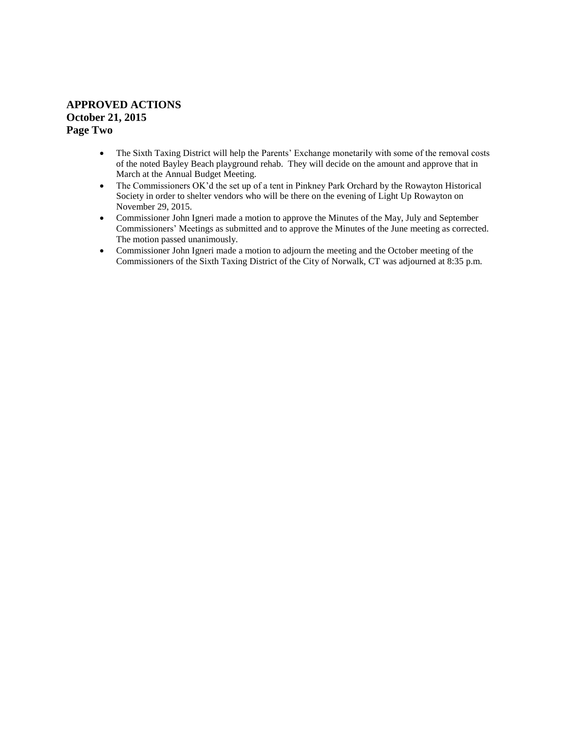**APPROVED ACTIONS**
**October 21, 2015**
**Page Two**

- The Sixth Taxing District will help the Parents' Exchange monetarily with some of the removal costs of the noted Bayley Beach playground rehab. They will decide on the amount and approve that in March at the Annual Budget Meeting.
- The Commissioners OK'd the set up of a tent in Pinkney Park Orchard by the Rowayton Historical Society in order to shelter vendors who will be there on the evening of Light Up Rowayton on November 29, 2015.
- Commissioner John Igneri made a motion to approve the Minutes of the May, July and September Commissioners' Meetings as submitted and to approve the Minutes of the June meeting as corrected. The motion passed unanimously.
- Commissioner John Igneri made a motion to adjourn the meeting and the October meeting of the Commissioners of the Sixth Taxing District of the City of Norwalk, CT was adjourned at 8:35 p.m.